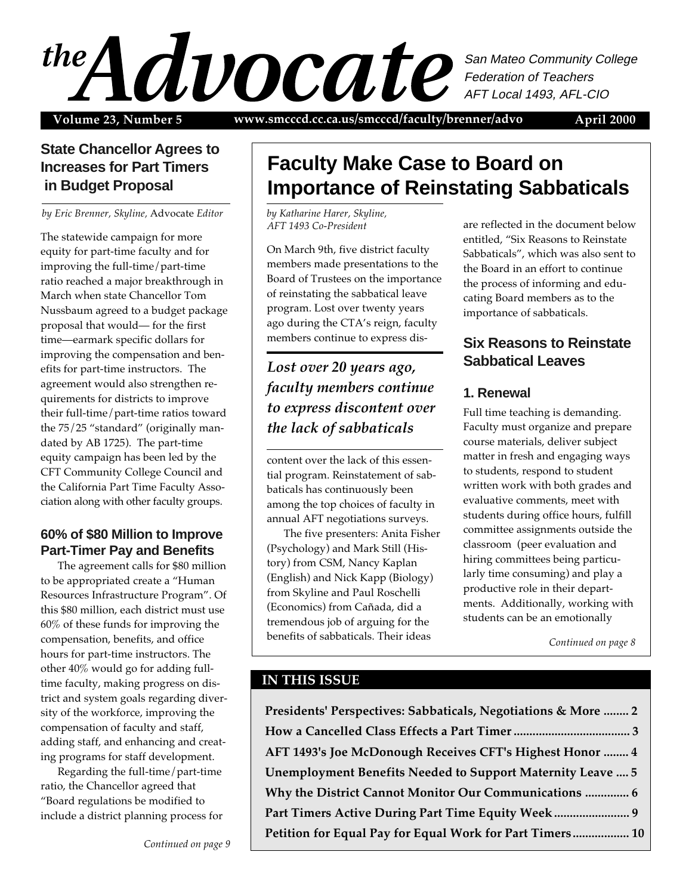# the Advocate

San Mateo Community College Federation of Teachers
AFT Local 1493, AFL-CIO

Volume 23, Number 5 | www.smcccd.cc.ca.us/smcccd/faculty/brenner/advo | April 2000

## State Chancellor Agrees to Increases for Part Timers in Budget Proposal

*by Eric Brenner, Skyline, Advocate Editor*

The statewide campaign for more equity for part-time faculty and for improving the full-time/part-time ratio reached a major breakthrough in March when state Chancellor Tom Nussbaum agreed to a budget package proposal that would— for the first time—earmark specific dollars for improving the compensation and benefits for part-time instructors. The agreement would also strengthen requirements for districts to improve their full-time/part-time ratios toward the 75/25 "standard" (originally mandated by AB 1725). The part-time equity campaign has been led by the CFT Community College Council and the California Part Time Faculty Association along with other faculty groups.

### 60% of $80 Million to Improve Part-Timer Pay and Benefits

The agreement calls for $80 million to be appropriated create a "Human Resources Infrastructure Program". Of this $80 million, each district must use 60% of these funds for improving the compensation, benefits, and office hours for part-time instructors. The other 40% would go for adding full-time faculty, making progress on district and system goals regarding diversity of the workforce, improving the compensation of faculty and staff, adding staff, and enhancing and creating programs for staff development.

Regarding the full-time/part-time ratio, the Chancellor agreed that "Board regulations be modified to include a district planning process for

*Continued on page 9*

## Faculty Make Case to Board on Importance of Reinstating Sabbaticals

*by Katharine Harer, Skyline, AFT 1493 Co-President*

On March 9th, five district faculty members made presentations to the Board of Trustees on the importance of reinstating the sabbatical leave program. Lost over twenty years ago during the CTA's reign, faculty members continue to express discontent over the lack of this essential program. Reinstatement of sabbaticals has continuously been among the top choices of faculty in annual AFT negotiations surveys.

*Lost over 20 years ago, faculty members continue to express discontent over the lack of sabbaticals*

The five presenters: Anita Fisher (Psychology) and Mark Still (History) from CSM, Nancy Kaplan (English) and Nick Kapp (Biology) from Skyline and Paul Roschelli (Economics) from Cañada, did a tremendous job of arguing for the benefits of sabbaticals. Their ideas are reflected in the document below entitled, "Six Reasons to Reinstate Sabbaticals", which was also sent to the Board in an effort to continue the process of informing and educating Board members as to the importance of sabbaticals.

### Six Reasons to Reinstate Sabbatical Leaves

#### 1. Renewal

Full time teaching is demanding. Faculty must organize and prepare course materials, deliver subject matter in fresh and engaging ways to students, respond to student written work with both grades and evaluative comments, meet with students during office hours, fulfill committee assignments outside the classroom (peer evaluation and hiring committees being particularly time consuming) and play a productive role in their departments. Additionally, working with students can be an emotionally

*Continued on page 8*

## IN THIS ISSUE

- Presidents' Perspectives: Sabbaticals, Negotiations & More ........ 2
- How a Cancelled Class Effects a Part Timer ..................................... 3
- AFT 1493's Joe McDonough Receives CFT's Highest Honor ........ 4
- Unemployment Benefits Needed to Support Maternity Leave .... 5
- Why the District Cannot Monitor Our Communications .............. 6
- Part Timers Active During Part Time Equity Week ........................ 9
- Petition for Equal Pay for Equal Work for Part Timers .................. 10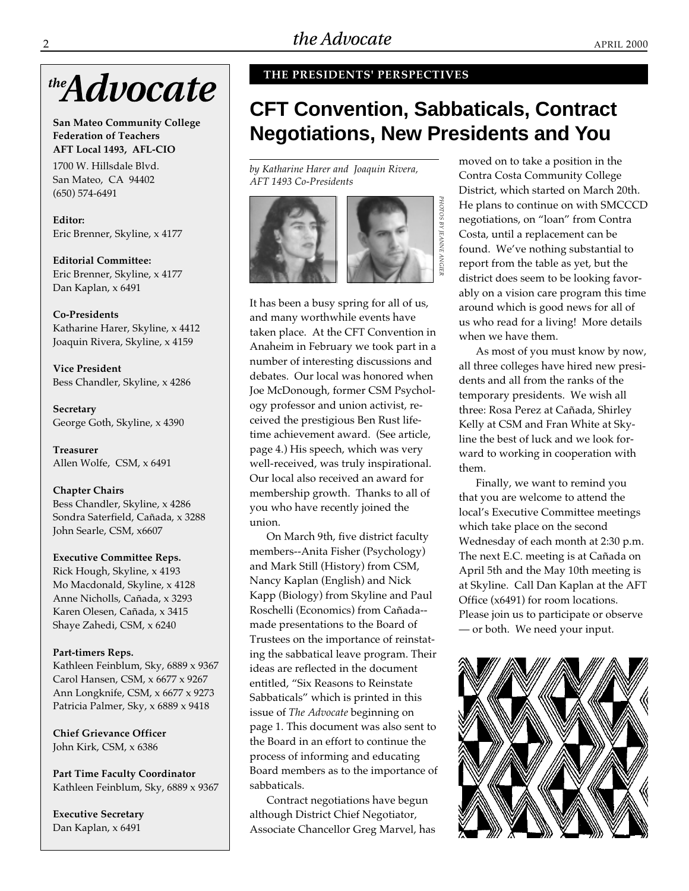# *the* Advocate

**San Mateo Community College Federation of Teachers**
**AFT Local 1493, AFL-CIO**

1700 W. Hillsdale Blvd.
San Mateo, CA 94402
(650) 574-6491

**Editor:**
Eric Brenner, Skyline, x 4177

**Editorial Committee:**
Eric Brenner, Skyline, x 4177
Dan Kaplan, x 6491

**Co-Presidents**
Katharine Harer, Skyline, x 4412
Joaquin Rivera, Skyline, x 4159

**Vice President**
Bess Chandler, Skyline, x 4286

**Secretary**
George Goth, Skyline, x 4390

**Treasurer**
Allen Wolfe, CSM, x 6491

**Chapter Chairs**
Bess Chandler, Skyline, x 4286
Sondra Saterfield, Cañada, x 3288
John Searle, CSM, x6607

**Executive Committee Reps.**
Rick Hough, Skyline, x 4193
Mo Macdonald, Skyline, x 4128
Anne Nicholls, Cañada, x 3293
Karen Olesen, Cañada, x 3415
Shaye Zahedi, CSM, x 6240

**Part-timers Reps.**
Kathleen Feinblum, Sky, 6889 x 9367
Carol Hansen, CSM, x 6677 x 9267
Ann Longknife, CSM, x 6677 x 9273
Patricia Palmer, Sky, x 6889 x 9418

**Chief Grievance Officer**
John Kirk, CSM, x 6386

**Part Time Faculty Coordinator**
Kathleen Feinblum, Sky, 6889 x 9367

**Executive Secretary**
Dan Kaplan, x 6491

**THE PRESIDENTS' PERSPECTIVES**

## CFT Convention, Sabbaticals, Contract Negotiations, New Presidents and You

*by Katharine Harer and Joaquin Rivera, AFT 1493 Co-Presidents*

*PHOTOS BY JEANNE ANGIER*

It has been a busy spring for all of us, and many worthwhile events have taken place. At the CFT Convention in Anaheim in February we took part in a number of interesting discussions and debates. Our local was honored when Joe McDonough, former CSM Psychology professor and union activist, received the prestigious Ben Rust lifetime achievement award. (See article, page 4.) His speech, which was very well-received, was truly inspirational. Our local also received an award for membership growth. Thanks to all of you who have recently joined the union.

On March 9th, five district faculty members--Anita Fisher (Psychology) and Mark Still (History) from CSM, Nancy Kaplan (English) and Nick Kapp (Biology) from Skyline and Paul Roschelli (Economics) from Cañada--made presentations to the Board of Trustees on the importance of reinstating the sabbatical leave program. Their ideas are reflected in the document entitled, "Six Reasons to Reinstate Sabbaticals" which is printed in this issue of *The Advocate* beginning on page 1. This document was also sent to the Board in an effort to continue the process of informing and educating Board members as to the importance of sabbaticals.

Contract negotiations have begun although District Chief Negotiator, Associate Chancellor Greg Marvel, has moved on to take a position in the Contra Costa Community College District, which started on March 20th. He plans to continue on with SMCCCD negotiations, on "loan" from Contra Costa, until a replacement can be found. We've nothing substantial to report from the table as yet, but the district does seem to be looking favorably on a vision care program this time around which is good news for all of us who read for a living! More details when we have them.

As most of you must know by now, all three colleges have hired new presidents and all from the ranks of the temporary presidents. We wish all three: Rosa Perez at Cañada, Shirley Kelly at CSM and Fran White at Skyline the best of luck and we look forward to working in cooperation with them.

Finally, we want to remind you that you are welcome to attend the local's Executive Committee meetings which take place on the second Wednesday of each month at 2:30 p.m. The next E.C. meeting is at Cañada on April 5th and the May 10th meeting is at Skyline. Call Dan Kaplan at the AFT Office (x6491) for room locations. Please join us to participate or observe — or both. We need your input.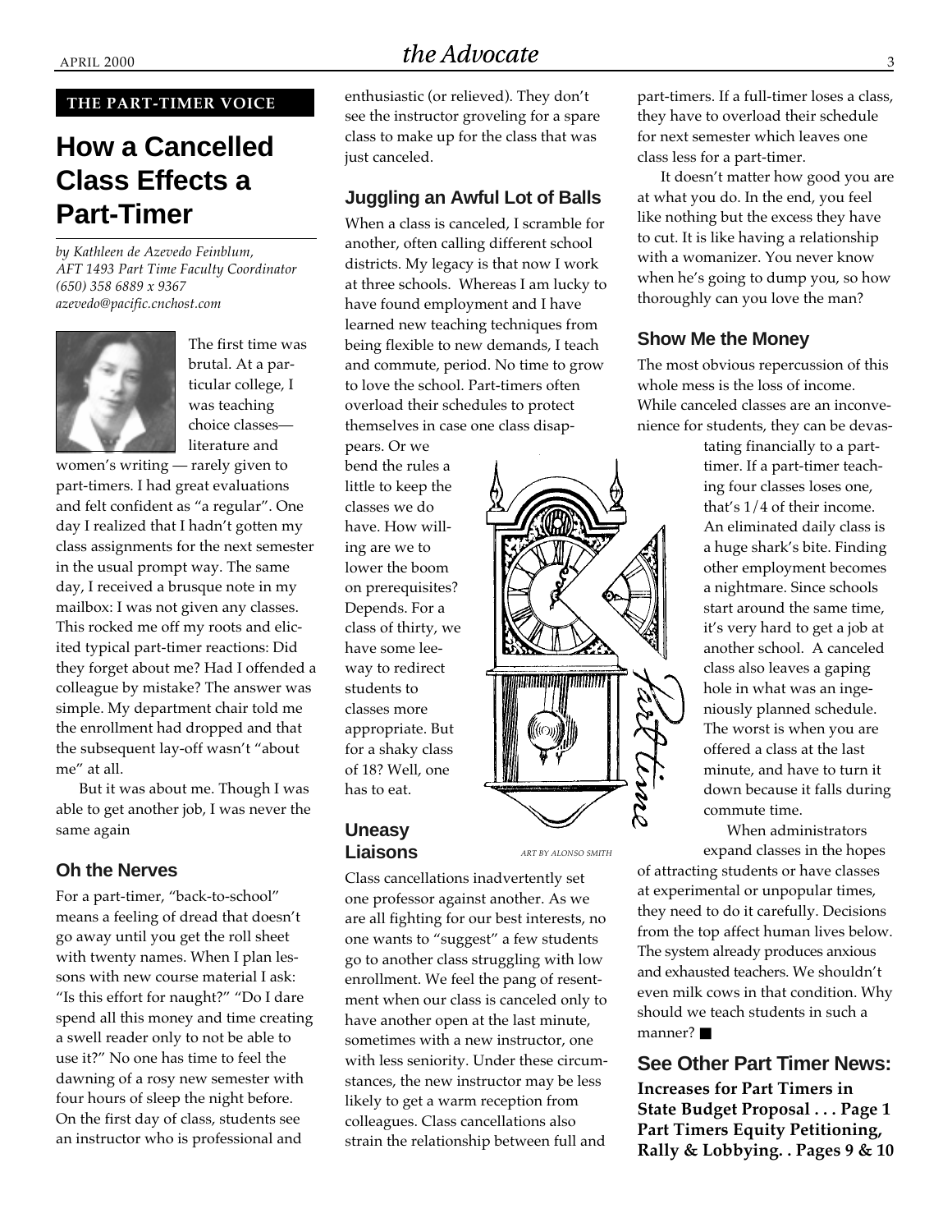THE PART-TIMER VOICE

# How a Cancelled Class Effects a Part-Timer

*by Kathleen de Azevedo Feinblum, AFT 1493 Part Time Faculty Coordinator (650) 358 6889 x 9367 azevedo@pacific.cnchost.com*

The first time was brutal. At a particular college, I was teaching choice classes—literature and women's writing — rarely given to part-timers. I had great evaluations and felt confident as "a regular". One day I realized that I hadn't gotten my class assignments for the next semester in the usual prompt way. The same day, I received a brusque note in my mailbox: I was not given any classes. This rocked me off my roots and elicited typical part-timer reactions: Did they forget about me? Had I offended a colleague by mistake? The answer was simple. My department chair told me the enrollment had dropped and that the subsequent lay-off wasn't "about me" at all.

But it was about me. Though I was able to get another job, I was never the same again

## Oh the Nerves

For a part-timer, "back-to-school" means a feeling of dread that doesn't go away until you get the roll sheet with twenty names. When I plan lessons with new course material I ask: "Is this effort for naught?" "Do I dare spend all this money and time creating a swell reader only to not be able to use it?" No one has time to feel the dawning of a rosy new semester with four hours of sleep the night before. On the first day of class, students see an instructor who is professional and enthusiastic (or relieved). They don't see the instructor groveling for a spare class to make up for the class that was just canceled.

## Juggling an Awful Lot of Balls

When a class is canceled, I scramble for another, often calling different school districts. My legacy is that now I work at three schools. Whereas I am lucky to have found employment and I have learned new teaching techniques from being flexible to new demands, I teach and commute, period. No time to grow to love the school. Part-timers often overload their schedules to protect themselves in case one class disappears. Or we bend the rules a little to keep the classes we do have. How willing are we to lower the boom on prerequisites? Depends. For a class of thirty, we have some leeway to redirect students to classes more appropriate. But for a shaky class of 18? Well, one has to eat.

ART BY ALONSO SMITH

## Uneasy Liaisons

Class cancellations inadvertently set one professor against another. As we are all fighting for our best interests, no one wants to "suggest" a few students go to another class struggling with low enrollment. We feel the pang of resentment when our class is canceled only to have another open at the last minute, sometimes with a new instructor, one with less seniority. Under these circumstances, the new instructor may be less likely to get a warm reception from colleagues. Class cancellations also strain the relationship between full and part-timers. If a full-timer loses a class, they have to overload their schedule for next semester which leaves one class less for a part-timer.

It doesn't matter how good you are at what you do. In the end, you feel like nothing but the excess they have to cut. It is like having a relationship with a womanizer. You never know when he's going to dump you, so how thoroughly can you love the man?

## Show Me the Money

The most obvious repercussion of this whole mess is the loss of income. While canceled classes are an inconvenience for students, they can be devastating financially to a part-timer. If a part-timer teaching four classes loses one, that's 1/4 of their income. An eliminated daily class is a huge shark's bite. Finding other employment becomes a nightmare. Since schools start around the same time, it's very hard to get a job at another school. A canceled class also leaves a gaping hole in what was an ingeniously planned schedule. The worst is when you are offered a class at the last minute, and have to turn it down because it falls during commute time.

When administrators expand classes in the hopes of attracting students or have classes at experimental or unpopular times, they need to do it carefully. Decisions from the top affect human lives below. The system already produces anxious and exhausted teachers. We shouldn't even milk cows in that condition. Why should we teach students in such a manner? ■

## See Other Part Timer News:

**Increases for Part Timers in State Budget Proposal . . . Page 1**
**Part Timers Equity Petitioning, Rally & Lobbying. . Pages 9 & 10**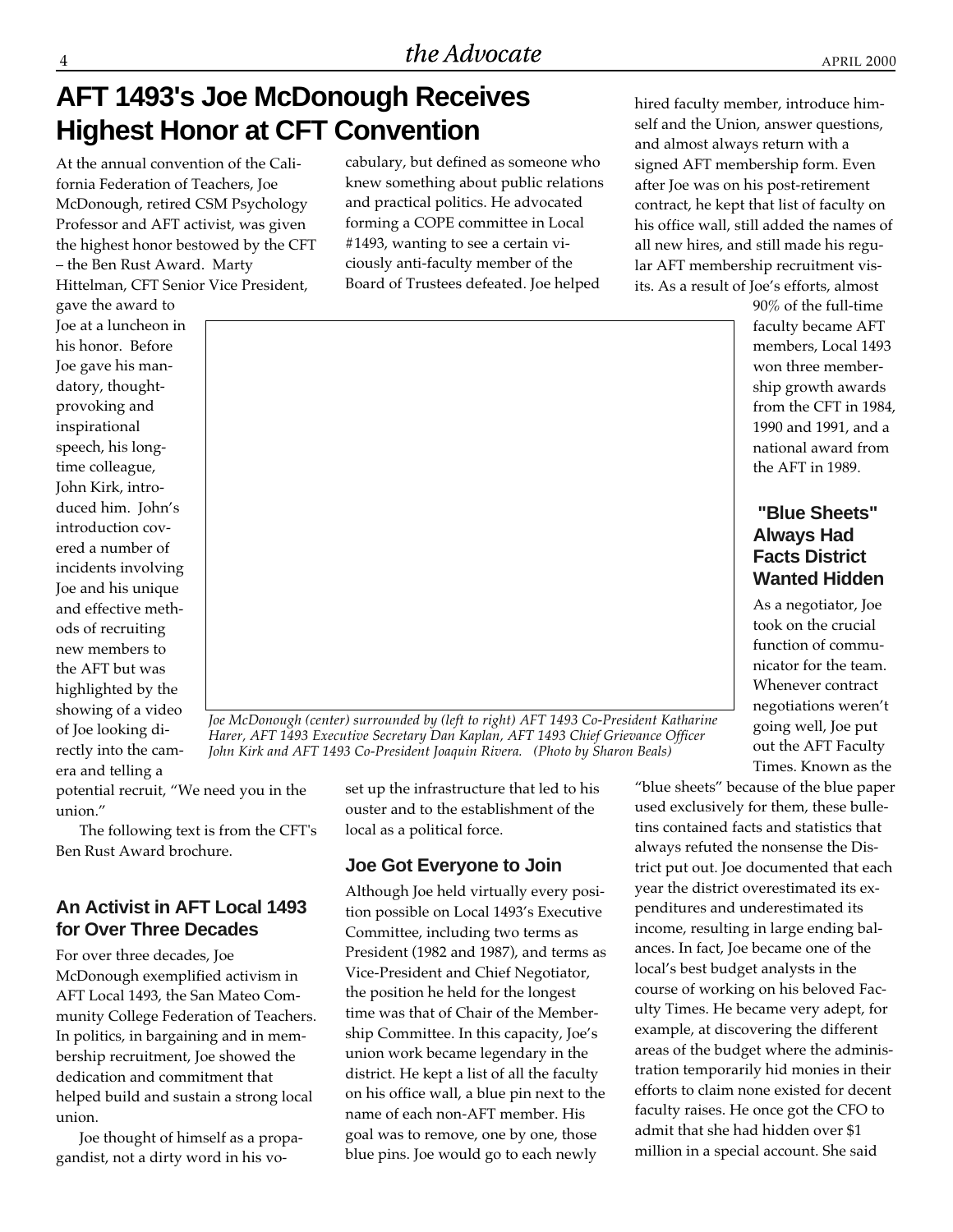# AFT 1493's Joe McDonough Receives Highest Honor at CFT Convention

At the annual convention of the California Federation of Teachers, Joe McDonough, retired CSM Psychology Professor and AFT activist, was given the highest honor bestowed by the CFT – the Ben Rust Award. Marty Hittelman, CFT Senior Vice President, gave the award to Joe at a luncheon in his honor. Before Joe gave his mandatory, thought-provoking and inspirational speech, his longtime colleague, John Kirk, introduced him. John's introduction covered a number of incidents involving Joe and his unique and effective methods of recruiting new members to the AFT but was highlighted by the showing of a video of Joe looking directly into the camera and telling a potential recruit, "We need you in the union."

The following text is from the CFT's Ben Rust Award brochure.

*Joe McDonough (center) surrounded by (left to right) AFT 1493 Co-President Katharine Harer, AFT 1493 Executive Secretary Dan Kaplan, AFT 1493 Chief Grievance Officer John Kirk and AFT 1493 Co-President Joaquin Rivera. (Photo by Sharon Beals)*

## An Activist in AFT Local 1493 for Over Three Decades

For over three decades, Joe McDonough exemplified activism in AFT Local 1493, the San Mateo Community College Federation of Teachers. In politics, in bargaining and in membership recruitment, Joe showed the dedication and commitment that helped build and sustain a strong local union.

Joe thought of himself as a propagandist, not a dirty word in his vocabulary, but defined as someone who knew something about public relations and practical politics. He advocated forming a COPE committee in Local #1493, wanting to see a certain viciously anti-faculty member of the Board of Trustees defeated. Joe helped set up the infrastructure that led to his ouster and to the establishment of the local as a political force.

## Joe Got Everyone to Join

Although Joe held virtually every position possible on Local 1493's Executive Committee, including two terms as President (1982 and 1987), and terms as Vice-President and Chief Negotiator, the position he held for the longest time was that of Chair of the Membership Committee. In this capacity, Joe's union work became legendary in the district. He kept a list of all the faculty on his office wall, a blue pin next to the name of each non-AFT member. His goal was to remove, one by one, those blue pins. Joe would go to each newly hired faculty member, introduce himself and the Union, answer questions, and almost always return with a signed AFT membership form. Even after Joe was on his post-retirement contract, he kept that list of faculty on his office wall, still added the names of all new hires, and still made his regular AFT membership recruitment visits. As a result of Joe's efforts, almost 90% of the full-time faculty became AFT members, Local 1493 won three membership growth awards from the CFT in 1984, 1990 and 1991, and a national award from the AFT in 1989.

## "Blue Sheets" Always Had Facts District Wanted Hidden

As a negotiator, Joe took on the crucial function of communicator for the team. Whenever contract negotiations weren't going well, Joe put out the AFT Faculty Times. Known as the "blue sheets" because of the blue paper used exclusively for them, these bulletins contained facts and statistics that always refuted the nonsense the District put out. Joe documented that each year the district overestimated its expenditures and underestimated its income, resulting in large ending balances. In fact, Joe became one of the local's best budget analysts in the course of working on his beloved Faculty Times. He became very adept, for example, at discovering the different areas of the budget where the administration temporarily hid monies in their efforts to claim none existed for decent faculty raises. He once got the CFO to admit that she had hidden over $1 million in a special account. She said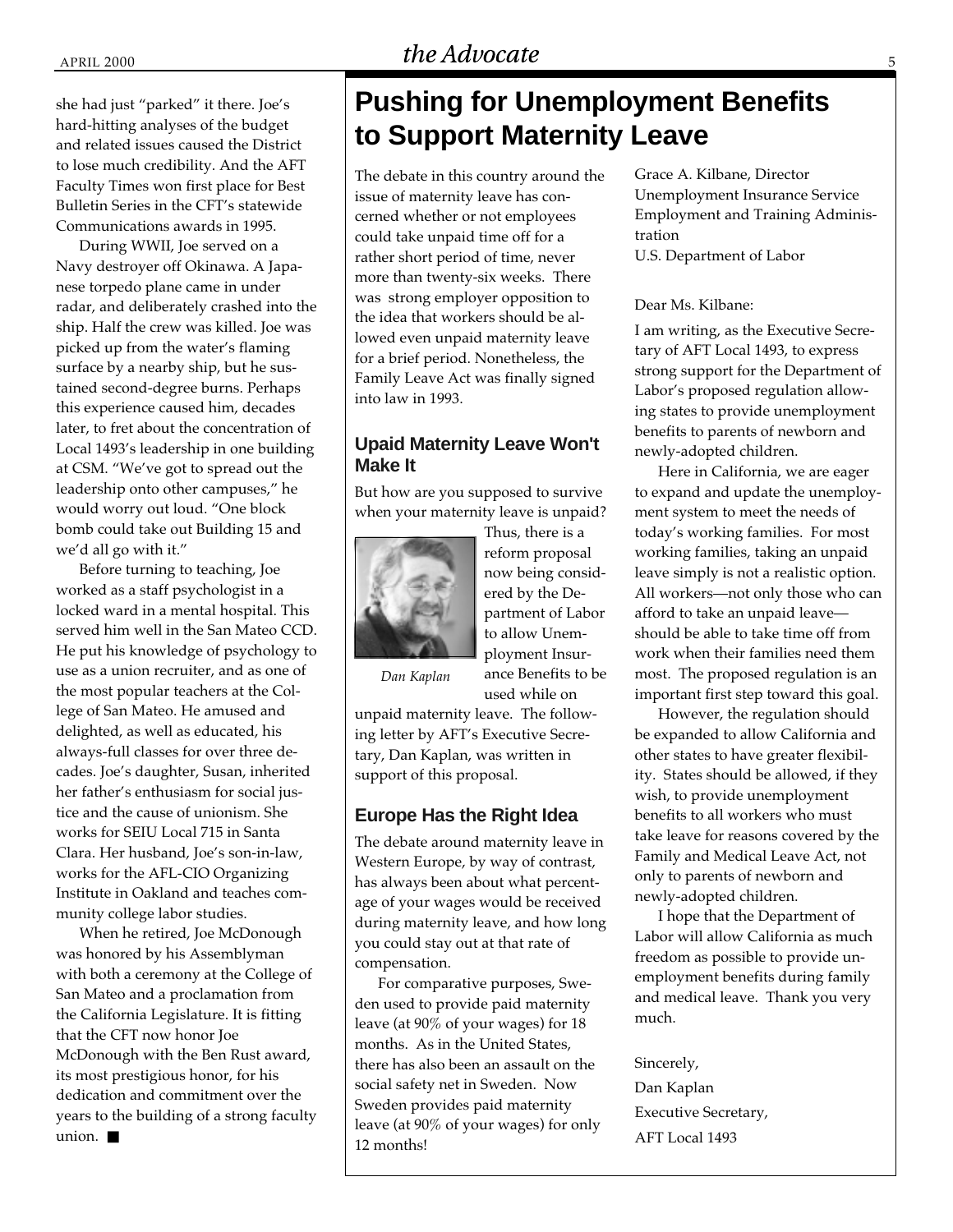she had just "parked" it there. Joe's hard-hitting analyses of the budget and related issues caused the District to lose much credibility. And the AFT Faculty Times won first place for Best Bulletin Series in the CFT's statewide Communications awards in 1995.

During WWII, Joe served on a Navy destroyer off Okinawa. A Japanese torpedo plane came in under radar, and deliberately crashed into the ship. Half the crew was killed. Joe was picked up from the water's flaming surface by a nearby ship, but he sustained second-degree burns. Perhaps this experience caused him, decades later, to fret about the concentration of Local 1493's leadership in one building at CSM. "We've got to spread out the leadership onto other campuses," he would worry out loud. "One block bomb could take out Building 15 and we'd all go with it."

Before turning to teaching, Joe worked as a staff psychologist in a locked ward in a mental hospital. This served him well in the San Mateo CCD. He put his knowledge of psychology to use as a union recruiter, and as one of the most popular teachers at the College of San Mateo. He amused and delighted, as well as educated, his always-full classes for over three decades. Joe's daughter, Susan, inherited her father's enthusiasm for social justice and the cause of unionism. She works for SEIU Local 715 in Santa Clara. Her husband, Joe's son-in-law, works for the AFL-CIO Organizing Institute in Oakland and teaches community college labor studies.

When he retired, Joe McDonough was honored by his Assemblyman with both a ceremony at the College of San Mateo and a proclamation from the California Legislature. It is fitting that the CFT now honor Joe McDonough with the Ben Rust award, its most prestigious honor, for his dedication and commitment over the years to the building of a strong faculty union. ■

# Pushing for Unemployment Benefits to Support Maternity Leave

The debate in this country around the issue of maternity leave has concerned whether or not employees could take unpaid time off for a rather short period of time, never more than twenty-six weeks. There was strong employer opposition to the idea that workers should be allowed even unpaid maternity leave for a brief period. Nonetheless, the Family Leave Act was finally signed into law in 1993.

## Upaid Maternity Leave Won't Make It

But how are you supposed to survive when your maternity leave is unpaid? Thus, there is a reform proposal now being considered by the Department of Labor to allow Unemployment Insurance Benefits to be used while on unpaid maternity leave. The following letter by AFT's Executive Secretary, Dan Kaplan, was written in support of this proposal.

*Dan Kaplan*

## Europe Has the Right Idea

The debate around maternity leave in Western Europe, by way of contrast, has always been about what percentage of your wages would be received during maternity leave, and how long you could stay out at that rate of compensation.

For comparative purposes, Sweden used to provide paid maternity leave (at 90% of your wages) for 18 months. As in the United States, there has also been an assault on the social safety net in Sweden. Now Sweden provides paid maternity leave (at 90% of your wages) for only 12 months!

Grace A. Kilbane, Director
Unemployment Insurance Service
Employment and Training Administration
U.S. Department of Labor

Dear Ms. Kilbane:

I am writing, as the Executive Secretary of AFT Local 1493, to express strong support for the Department of Labor's proposed regulation allowing states to provide unemployment benefits to parents of newborn and newly-adopted children.

Here in California, we are eager to expand and update the unemployment system to meet the needs of today's working families. For most working families, taking an unpaid leave simply is not a realistic option. All workers—not only those who can afford to take an unpaid leave—should be able to take time off from work when their families need them most. The proposed regulation is an important first step toward this goal.

However, the regulation should be expanded to allow California and other states to have greater flexibility. States should be allowed, if they wish, to provide unemployment benefits to all workers who must take leave for reasons covered by the Family and Medical Leave Act, not only to parents of newborn and newly-adopted children.

I hope that the Department of Labor will allow California as much freedom as possible to provide unemployment benefits during family and medical leave. Thank you very much.

Sincerely,
Dan Kaplan
Executive Secretary,
AFT Local 1493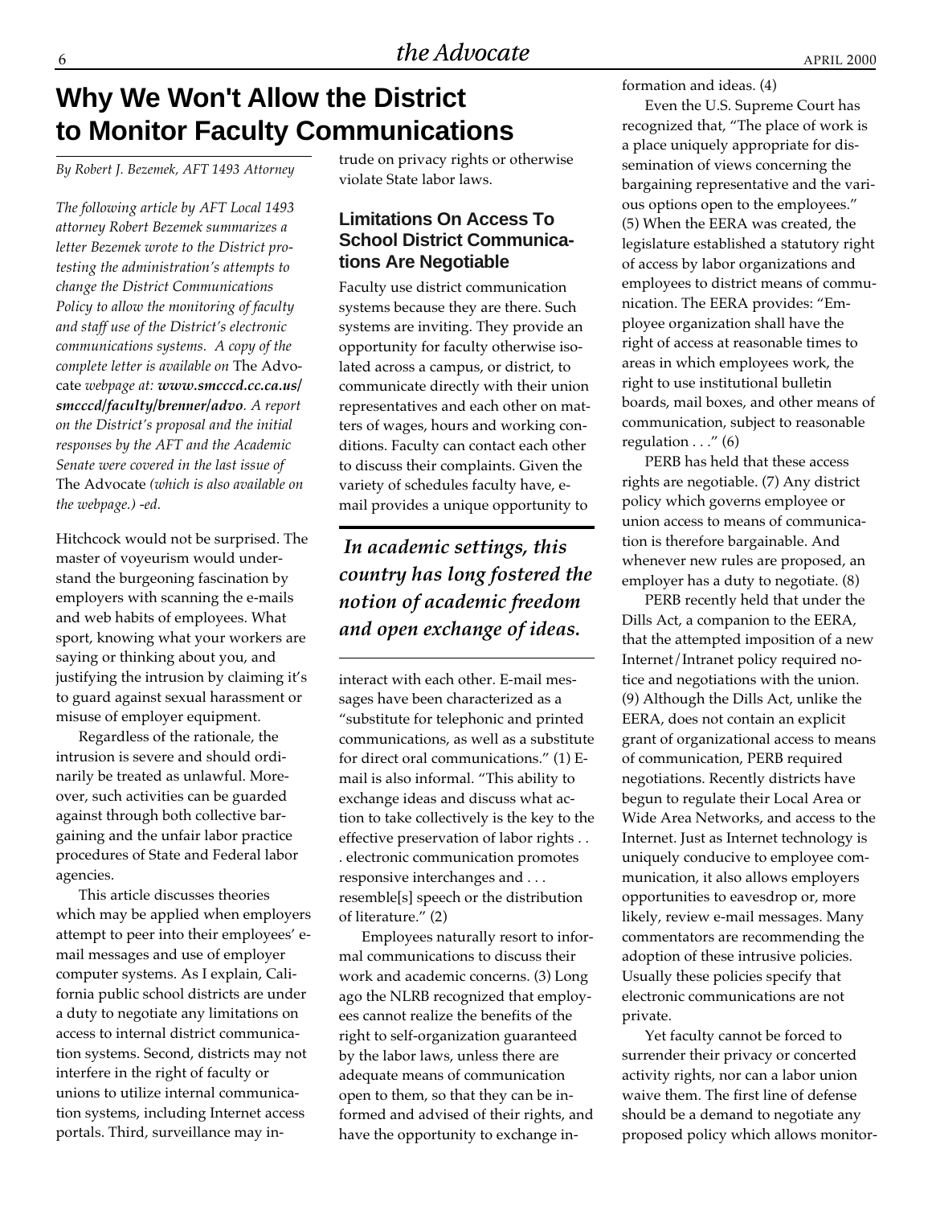# Why We Won't Allow the District to Monitor Faculty Communications

*By Robert J. Bezemek, AFT 1493 Attorney*

*The following article by AFT Local 1493 attorney Robert Bezemek summarizes a letter Bezemek wrote to the District protesting the administration's attempts to change the District Communications Policy to allow the monitoring of faculty and staff use of the District's electronic communications systems. A copy of the complete letter is available on* The Advocate *webpage at:* ***www.smcccd.cc.ca.us/smcccd/faculty/brenner/advo****. A report on the District's proposal and the initial responses by the AFT and the Academic Senate were covered in the last issue of* The Advocate *(which is also available on the webpage.) -ed.*

Hitchcock would not be surprised. The master of voyeurism would understand the burgeoning fascination by employers with scanning the e-mails and web habits of employees. What sport, knowing what your workers are saying or thinking about you, and justifying the intrusion by claiming it's to guard against sexual harassment or misuse of employer equipment.

Regardless of the rationale, the intrusion is severe and should ordinarily be treated as unlawful. Moreover, such activities can be guarded against through both collective bargaining and the unfair labor practice procedures of State and Federal labor agencies.

This article discusses theories which may be applied when employers attempt to peer into their employees' e-mail messages and use of employer computer systems. As I explain, California public school districts are under a duty to negotiate any limitations on access to internal district communication systems. Second, districts may not interfere in the right of faculty or unions to utilize internal communication systems, including Internet access portals. Third, surveillance may intrude on privacy rights or otherwise violate State labor laws.

### Limitations On Access To School District Communications Are Negotiable

Faculty use district communication systems because they are there. Such systems are inviting. They provide an opportunity for faculty otherwise isolated across a campus, or district, to communicate directly with their union representatives and each other on matters of wages, hours and working conditions. Faculty can contact each other to discuss their complaints. Given the variety of schedules faculty have, e-mail provides a unique opportunity to interact with each other. E-mail messages have been characterized as a "substitute for telephonic and printed communications, as well as a substitute for direct oral communications." (1) E-mail is also informal. "This ability to exchange ideas and discuss what action to take collectively is the key to the effective preservation of labor rights . . . electronic communication promotes responsive interchanges and . . . resemble[s] speech or the distribution of literature." (2)

> ***In academic settings, this country has long fostered the notion of academic freedom and open exchange of ideas.***

Employees naturally resort to informal communications to discuss their work and academic concerns. (3) Long ago the NLRB recognized that employees cannot realize the benefits of the right to self-organization guaranteed by the labor laws, unless there are adequate means of communication open to them, so that they can be informed and advised of their rights, and have the opportunity to exchange information and ideas. (4)

Even the U.S. Supreme Court has recognized that, "The place of work is a place uniquely appropriate for dissemination of views concerning the bargaining representative and the various options open to the employees." (5) When the EERA was created, the legislature established a statutory right of access by labor organizations and employees to district means of communication. The EERA provides: "Employee organization shall have the right of access at reasonable times to areas in which employees work, the right to use institutional bulletin boards, mail boxes, and other means of communication, subject to reasonable regulation . . ." (6)

PERB has held that these access rights are negotiable. (7) Any district policy which governs employee or union access to means of communication is therefore bargainable. And whenever new rules are proposed, an employer has a duty to negotiate. (8)

PERB recently held that under the Dills Act, a companion to the EERA, that the attempted imposition of a new Internet/Intranet policy required notice and negotiations with the union. (9) Although the Dills Act, unlike the EERA, does not contain an explicit grant of organizational access to means of communication, PERB required negotiations. Recently districts have begun to regulate their Local Area or Wide Area Networks, and access to the Internet. Just as Internet technology is uniquely conducive to employee communication, it also allows employers opportunities to eavesdrop or, more likely, review e-mail messages. Many commentators are recommending the adoption of these intrusive policies. Usually these policies specify that electronic communications are not private.

Yet faculty cannot be forced to surrender their privacy or concerted activity rights, nor can a labor union waive them. The first line of defense should be a demand to negotiate any proposed policy which allows monitor-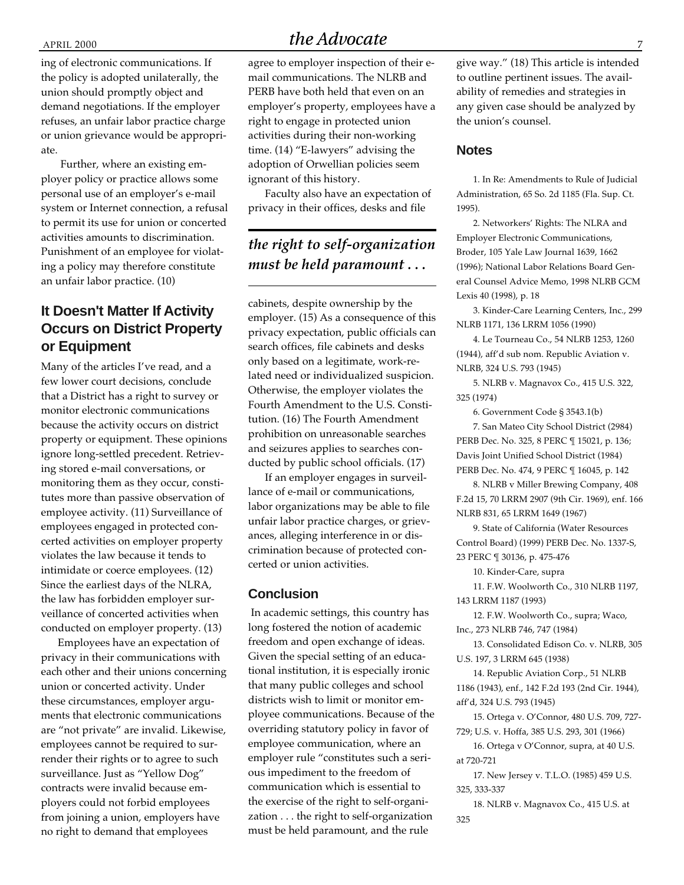ing of electronic communications. If the policy is adopted unilaterally, the union should promptly object and demand negotiations. If the employer refuses, an unfair labor practice charge or union grievance would be appropriate.

Further, where an existing employer policy or practice allows some personal use of an employer's e-mail system or Internet connection, a refusal to permit its use for union or concerted activities amounts to discrimination. Punishment of an employee for violating a policy may therefore constitute an unfair labor practice. (10)

## It Doesn't Matter If Activity Occurs on District Property or Equipment

Many of the articles I've read, and a few lower court decisions, conclude that a District has a right to survey or monitor electronic communications because the activity occurs on district property or equipment. These opinions ignore long-settled precedent. Retrieving stored e-mail conversations, or monitoring them as they occur, constitutes more than passive observation of employee activity. (11) Surveillance of employees engaged in protected concerted activities on employer property violates the law because it tends to intimidate or coerce employees. (12) Since the earliest days of the NLRA, the law has forbidden employer surveillance of concerted activities when conducted on employer property. (13)

Employees have an expectation of privacy in their communications with each other and their unions concerning union or concerted activity. Under these circumstances, employer arguments that electronic communications are "not private" are invalid. Likewise, employees cannot be required to surrender their rights or to agree to such surveillance. Just as "Yellow Dog" contracts were invalid because employers could not forbid employees from joining a union, employers have no right to demand that employees agree to employer inspection of their e-mail communications. The NLRB and PERB have both held that even on an employer's property, employees have a right to engage in protected union activities during their non-working time. (14) "E-lawyers" advising the adoption of Orwellian policies seem ignorant of this history.

Faculty also have an expectation of privacy in their offices, desks and file cabinets, despite ownership by the employer. (15) As a consequence of this privacy expectation, public officials can search offices, file cabinets and desks only based on a legitimate, work-related need or individualized suspicion. Otherwise, the employer violates the Fourth Amendment to the U.S. Constitution. (16) The Fourth Amendment prohibition on unreasonable searches and seizures applies to searches conducted by public school officials. (17)

*the right to self-organization must be held paramount . . .*

If an employer engages in surveillance of e-mail or communications, labor organizations may be able to file unfair labor practice charges, or grievances, alleging interference in or discrimination because of protected concerted or union activities.

## Conclusion

In academic settings, this country has long fostered the notion of academic freedom and open exchange of ideas. Given the special setting of an educational institution, it is especially ironic that many public colleges and school districts wish to limit or monitor employee communications. Because of the overriding statutory policy in favor of employee communication, where an employer rule "constitutes such a serious impediment to the freedom of communication which is essential to the exercise of the right to self-organization . . . the right to self-organization must be held paramount, and the rule give way." (18) This article is intended to outline pertinent issues. The availability of remedies and strategies in any given case should be analyzed by the union's counsel.

## Notes

1. In Re: Amendments to Rule of Judicial Administration, 65 So. 2d 1185 (Fla. Sup. Ct. 1995).

2. Networkers' Rights: The NLRA and Employer Electronic Communications, Broder, 105 Yale Law Journal 1639, 1662 (1996); National Labor Relations Board General Counsel Advice Memo, 1998 NLRB GCM Lexis 40 (1998), p. 18

3. Kinder-Care Learning Centers, Inc., 299 NLRB 1171, 136 LRRM 1056 (1990)

4. Le Tourneau Co., 54 NLRB 1253, 1260 (1944), aff'd sub nom. Republic Aviation v. NLRB, 324 U.S. 793 (1945)

5. NLRB v. Magnavox Co., 415 U.S. 322, 325 (1974)

6. Government Code § 3543.1(b)

7. San Mateo City School District (2984) PERB Dec. No. 325, 8 PERC ¶ 15021, p. 136; Davis Joint Unified School District (1984) PERB Dec. No. 474, 9 PERC ¶ 16045, p. 142

8. NLRB v Miller Brewing Company, 408 F.2d 15, 70 LRRM 2907 (9th Cir. 1969), enf. 166 NLRB 831, 65 LRRM 1649 (1967)

9. State of California (Water Resources Control Board) (1999) PERB Dec. No. 1337-S, 23 PERC ¶ 30136, p. 475-476

10. Kinder-Care, supra

11. F.W. Woolworth Co., 310 NLRB 1197, 143 LRRM 1187 (1993)

12. F.W. Woolworth Co., supra; Waco, Inc., 273 NLRB 746, 747 (1984)

13. Consolidated Edison Co. v. NLRB, 305 U.S. 197, 3 LRRM 645 (1938)

14. Republic Aviation Corp., 51 NLRB 1186 (1943), enf., 142 F.2d 193 (2nd Cir. 1944), aff'd, 324 U.S. 793 (1945)

15. Ortega v. O'Connor, 480 U.S. 709, 727-729; U.S. v. Hoffa, 385 U.S. 293, 301 (1966)

16. Ortega v O'Connor, supra, at 40 U.S. at 720-721

17. New Jersey v. T.L.O. (1985) 459 U.S. 325, 333-337

18. NLRB v. Magnavox Co., 415 U.S. at 325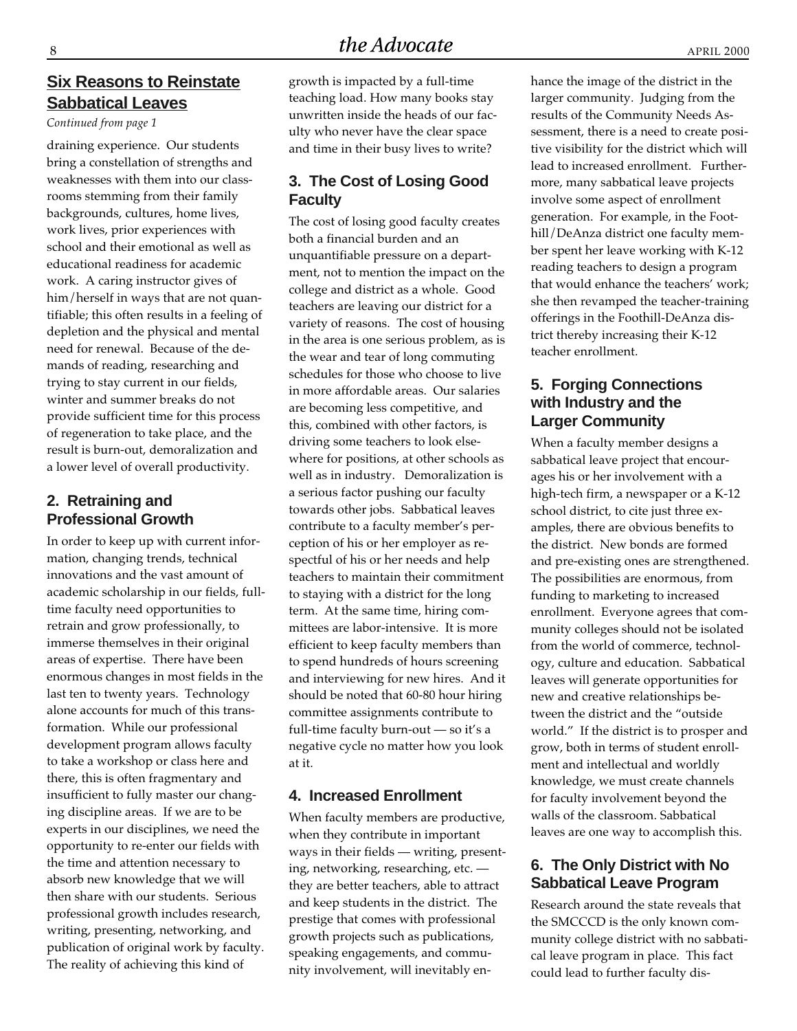## Six Reasons to Reinstate Sabbatical Leaves

*Continued from page 1*

draining experience. Our students bring a constellation of strengths and weaknesses with them into our classrooms stemming from their family backgrounds, cultures, home lives, work lives, prior experiences with school and their emotional as well as educational readiness for academic work. A caring instructor gives of him/herself in ways that are not quantifiable; this often results in a feeling of depletion and the physical and mental need for renewal. Because of the demands of reading, researching and trying to stay current in our fields, winter and summer breaks do not provide sufficient time for this process of regeneration to take place, and the result is burn-out, demoralization and a lower level of overall productivity.

### 2. Retraining and Professional Growth

In order to keep up with current information, changing trends, technical innovations and the vast amount of academic scholarship in our fields, full-time faculty need opportunities to retrain and grow professionally, to immerse themselves in their original areas of expertise. There have been enormous changes in most fields in the last ten to twenty years. Technology alone accounts for much of this transformation. While our professional development program allows faculty to take a workshop or class here and there, this is often fragmentary and insufficient to fully master our changing discipline areas. If we are to be experts in our disciplines, we need the opportunity to re-enter our fields with the time and attention necessary to absorb new knowledge that we will then share with our students. Serious professional growth includes research, writing, presenting, networking, and publication of original work by faculty. The reality of achieving this kind of growth is impacted by a full-time teaching load. How many books stay unwritten inside the heads of our faculty who never have the clear space and time in their busy lives to write?

### 3. The Cost of Losing Good Faculty

The cost of losing good faculty creates both a financial burden and an unquantifiable pressure on a department, not to mention the impact on the college and district as a whole. Good teachers are leaving our district for a variety of reasons. The cost of housing in the area is one serious problem, as is the wear and tear of long commuting schedules for those who choose to live in more affordable areas. Our salaries are becoming less competitive, and this, combined with other factors, is driving some teachers to look elsewhere for positions, at other schools as well as in industry. Demoralization is a serious factor pushing our faculty towards other jobs. Sabbatical leaves contribute to a faculty member's perception of his or her employer as respectful of his or her needs and help teachers to maintain their commitment to staying with a district for the long term. At the same time, hiring committees are labor-intensive. It is more efficient to keep faculty members than to spend hundreds of hours screening and interviewing for new hires. And it should be noted that 60-80 hour hiring committee assignments contribute to full-time faculty burn-out — so it's a negative cycle no matter how you look at it.

### 4. Increased Enrollment

When faculty members are productive, when they contribute in important ways in their fields — writing, presenting, networking, researching, etc. — they are better teachers, able to attract and keep students in the district. The prestige that comes with professional growth projects such as publications, speaking engagements, and community involvement, will inevitably enhance the image of the district in the larger community. Judging from the results of the Community Needs Assessment, there is a need to create positive visibility for the district which will lead to increased enrollment. Furthermore, many sabbatical leave projects involve some aspect of enrollment generation. For example, in the Foothill/DeAnza district one faculty member spent her leave working with K-12 reading teachers to design a program that would enhance the teachers' work; she then revamped the teacher-training offerings in the Foothill-DeAnza district thereby increasing their K-12 teacher enrollment.

### 5. Forging Connections with Industry and the Larger Community

When a faculty member designs a sabbatical leave project that encourages his or her involvement with a high-tech firm, a newspaper or a K-12 school district, to cite just three examples, there are obvious benefits to the district. New bonds are formed and pre-existing ones are strengthened. The possibilities are enormous, from funding to marketing to increased enrollment. Everyone agrees that community colleges should not be isolated from the world of commerce, technology, culture and education. Sabbatical leaves will generate opportunities for new and creative relationships between the district and the "outside world." If the district is to prosper and grow, both in terms of student enrollment and intellectual and worldly knowledge, we must create channels for faculty involvement beyond the walls of the classroom. Sabbatical leaves are one way to accomplish this.

### 6. The Only District with No Sabbatical Leave Program

Research around the state reveals that the SMCCCD is the only known community college district with no sabbatical leave program in place. This fact could lead to further faculty dis-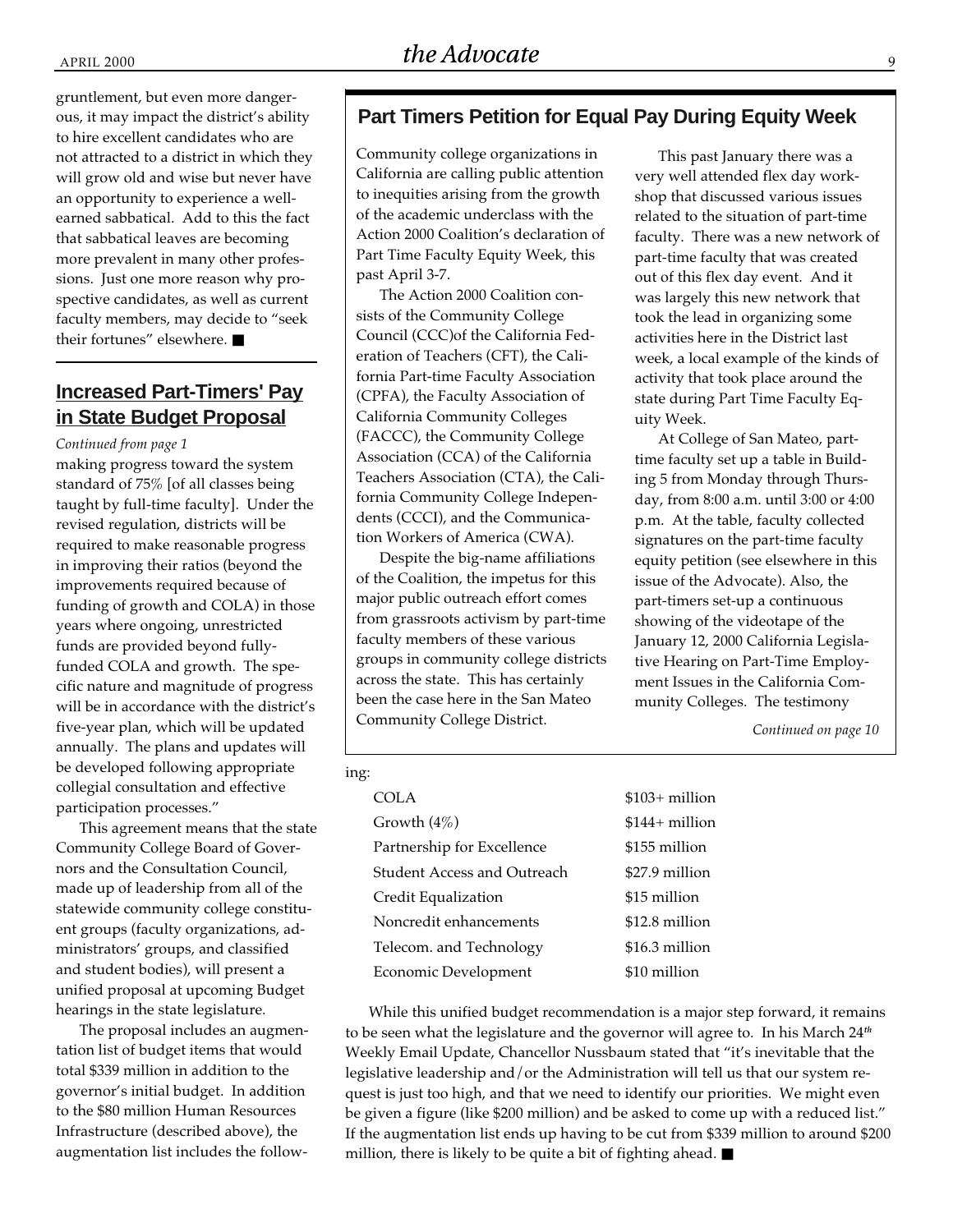gruntlement, but even more dangerous, it may impact the district's ability to hire excellent candidates who are not attracted to a district in which they will grow old and wise but never have an opportunity to experience a well-earned sabbatical. Add to this the fact that sabbatical leaves are becoming more prevalent in many other professions. Just one more reason why prospective candidates, as well as current faculty members, may decide to "seek their fortunes" elsewhere. ■

## Increased Part-Timers' Pay in State Budget Proposal

*Continued from page 1*

making progress toward the system standard of 75% [of all classes being taught by full-time faculty]. Under the revised regulation, districts will be required to make reasonable progress in improving their ratios (beyond the improvements required because of funding of growth and COLA) in those years where ongoing, unrestricted funds are provided beyond fully-funded COLA and growth. The specific nature and magnitude of progress will be in accordance with the district's five-year plan, which will be updated annually. The plans and updates will be developed following appropriate collegial consultation and effective participation processes."

This agreement means that the state Community College Board of Governors and the Consultation Council, made up of leadership from all of the statewide community college constituent groups (faculty organizations, administrators' groups, and classified and student bodies), will present a unified proposal at upcoming Budget hearings in the state legislature.

The proposal includes an augmentation list of budget items that would total $339 million in addition to the governor's initial budget. In addition to the $80 million Human Resources Infrastructure (described above), the augmentation list includes the following:

| | |
|---|---|
| COLA | $103+ million |
| Growth (4%) | $144+ million |
| Partnership for Excellence | $155 million |
| Student Access and Outreach | $27.9 million |
| Credit Equalization | $15 million |
| Noncredit enhancements | $12.8 million |
| Telecom. and Technology | $16.3 million |
| Economic Development | $10 million |

While this unified budget recommendation is a major step forward, it remains to be seen what the legislature and the governor will agree to. In his March 24th Weekly Email Update, Chancellor Nussbaum stated that "it's inevitable that the legislative leadership and/or the Administration will tell us that our system request is just too high, and that we need to identify our priorities. We might even be given a figure (like $200 million) and be asked to come up with a reduced list." If the augmentation list ends up having to be cut from $339 million to around $200 million, there is likely to be quite a bit of fighting ahead. ■

## Part Timers Petition for Equal Pay During Equity Week

Community college organizations in California are calling public attention to inequities arising from the growth of the academic underclass with the Action 2000 Coalition's declaration of Part Time Faculty Equity Week, this past April 3-7.

The Action 2000 Coalition consists of the Community College Council (CCC)of the California Federation of Teachers (CFT), the California Part-time Faculty Association (CPFA), the Faculty Association of California Community Colleges (FACCC), the Community College Association (CCA) of the California Teachers Association (CTA), the California Community College Independents (CCCI), and the Communication Workers of America (CWA).

Despite the big-name affiliations of the Coalition, the impetus for this major public outreach effort comes from grassroots activism by part-time faculty members of these various groups in community college districts across the state. This has certainly been the case here in the San Mateo Community College District.

This past January there was a very well attended flex day workshop that discussed various issues related to the situation of part-time faculty. There was a new network of part-time faculty that was created out of this flex day event. And it was largely this new network that took the lead in organizing some activities here in the District last week, a local example of the kinds of activity that took place around the state during Part Time Faculty Equity Week.

At College of San Mateo, part-time faculty set up a table in Building 5 from Monday through Thursday, from 8:00 a.m. until 3:00 or 4:00 p.m. At the table, faculty collected signatures on the part-time faculty equity petition (see elsewhere in this issue of the Advocate). Also, the part-timers set-up a continuous showing of the videotape of the January 12, 2000 California Legislative Hearing on Part-Time Employment Issues in the California Community Colleges. The testimony

*Continued on page 10*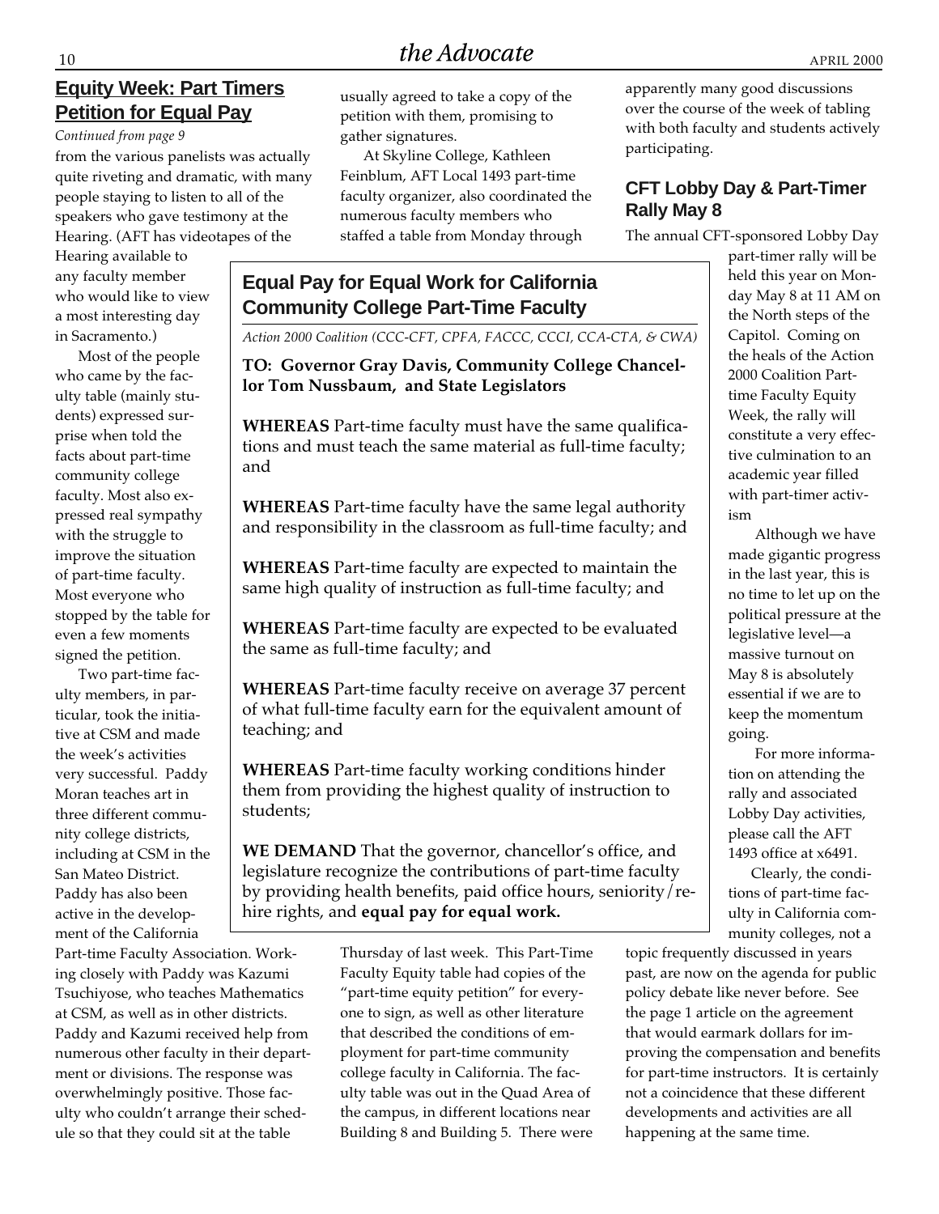## Equity Week: Part Timers Petition for Equal Pay

*Continued from page 9*

from the various panelists was actually quite riveting and dramatic, with many people staying to listen to all of the speakers who gave testimony at the Hearing. (AFT has videotapes of the Hearing available to any faculty member who would like to view a most interesting day in Sacramento.)

Most of the people who came by the faculty table (mainly students) expressed surprise when told the facts about part-time community college faculty. Most also expressed real sympathy with the struggle to improve the situation of part-time faculty. Most everyone who stopped by the table for even a few moments signed the petition.

Two part-time faculty members, in particular, took the initiative at CSM and made the week's activities very successful. Paddy Moran teaches art in three different community college districts, including at CSM in the San Mateo District. Paddy has also been active in the development of the California Part-time Faculty Association. Working closely with Paddy was Kazumi Tsuchiyose, who teaches Mathematics at CSM, as well as in other districts. Paddy and Kazumi received help from numerous other faculty in their department or divisions. The response was overwhelmingly positive. Those faculty who couldn't arrange their schedule so that they could sit at the table usually agreed to take a copy of the petition with them, promising to gather signatures.

At Skyline College, Kathleen Feinblum, AFT Local 1493 part-time faculty organizer, also coordinated the numerous faculty members who staffed a table from Monday through Thursday of last week. This Part-Time Faculty Equity table had copies of the "part-time equity petition" for everyone to sign, as well as other literature that described the conditions of employment for part-time community college faculty in California. The faculty table was out in the Quad Area of the campus, in different locations near Building 8 and Building 5. There were apparently many good discussions over the course of the week of tabling with both faculty and students actively participating.

### Equal Pay for Equal Work for California Community College Part-Time Faculty

*Action 2000 Coalition (CCC-CFT, CPFA, FACCC, CCCI, CCA-CTA, & CWA)*

**TO: Governor Gray Davis, Community College Chancellor Tom Nussbaum, and State Legislators**

**WHEREAS** Part-time faculty must have the same qualifications and must teach the same material as full-time faculty; and

**WHEREAS** Part-time faculty have the same legal authority and responsibility in the classroom as full-time faculty; and

**WHEREAS** Part-time faculty are expected to maintain the same high quality of instruction as full-time faculty; and

**WHEREAS** Part-time faculty are expected to be evaluated the same as full-time faculty; and

**WHEREAS** Part-time faculty receive on average 37 percent of what full-time faculty earn for the equivalent amount of teaching; and

**WHEREAS** Part-time faculty working conditions hinder them from providing the highest quality of instruction to students;

**WE DEMAND** That the governor, chancellor's office, and legislature recognize the contributions of part-time faculty by providing health benefits, paid office hours, seniority/rehire rights, and **equal pay for equal work.**

## CFT Lobby Day & Part-Timer Rally May 8

The annual CFT-sponsored Lobby Day part-timer rally will be held this year on Monday May 8 at 11 AM on the North steps of the Capitol. Coming on the heals of the Action 2000 Coalition Part-time Faculty Equity Week, the rally will constitute a very effective culmination to an academic year filled with part-timer activism

Although we have made gigantic progress in the last year, this is no time to let up on the political pressure at the legislative level—a massive turnout on May 8 is absolutely essential if we are to keep the momentum going.

For more information on attending the rally and associated Lobby Day activities, please call the AFT 1493 office at x6491.

Clearly, the conditions of part-time faculty in California community colleges, not a topic frequently discussed in years past, are now on the agenda for public policy debate like never before. See the page 1 article on the agreement that would earmark dollars for improving the compensation and benefits for part-time instructors. It is certainly not a coincidence that these different developments and activities are all happening at the same time.